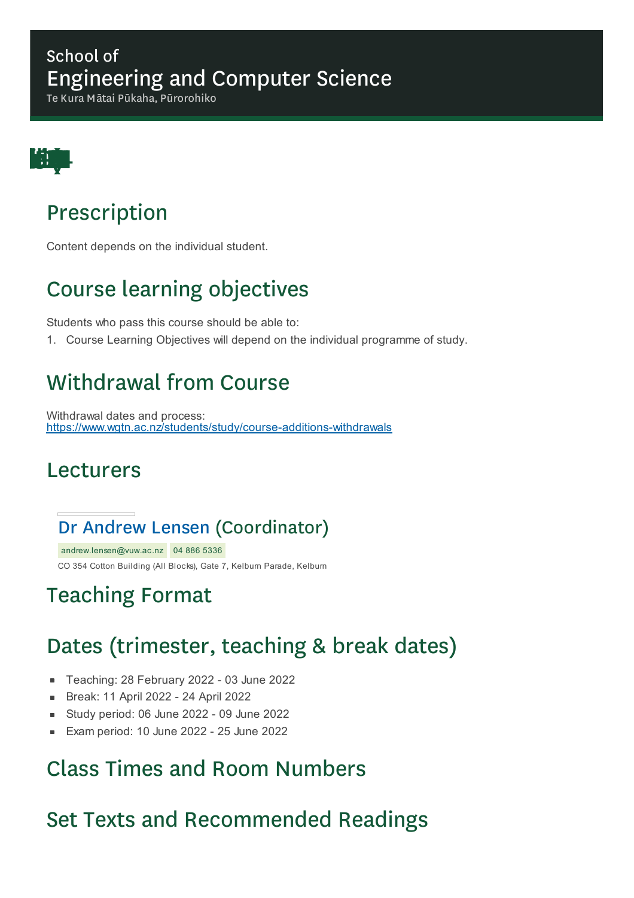# School of
# Engineering and Computer Science
Te Kura Mātai Pūkaha, Pūrorohiko

## Prescription

Content depends on the individual student.

## Course learning objectives

Students who pass this course should be able to:

1. Course Learning Objectives will depend on the individual programme of study.

## Withdrawal from Course

Withdrawal dates and process:
https://www.wgtn.ac.nz/students/study/course-additions-withdrawals

## Lecturers

### Dr Andrew Lensen (Coordinator)

andrew.lensen@vuw.ac.nz 04 886 5336

CO 354 Cotton Building (All Blocks), Gate 7, Kelburn Parade, Kelburn

## Teaching Format

## Dates (trimester, teaching & break dates)

- Teaching: 28 February 2022 - 03 June 2022
- Break: 11 April 2022 - 24 April 2022
- Study period: 06 June 2022 - 09 June 2022
- Exam period: 10 June 2022 - 25 June 2022

## Class Times and Room Numbers

## Set Texts and Recommended Readings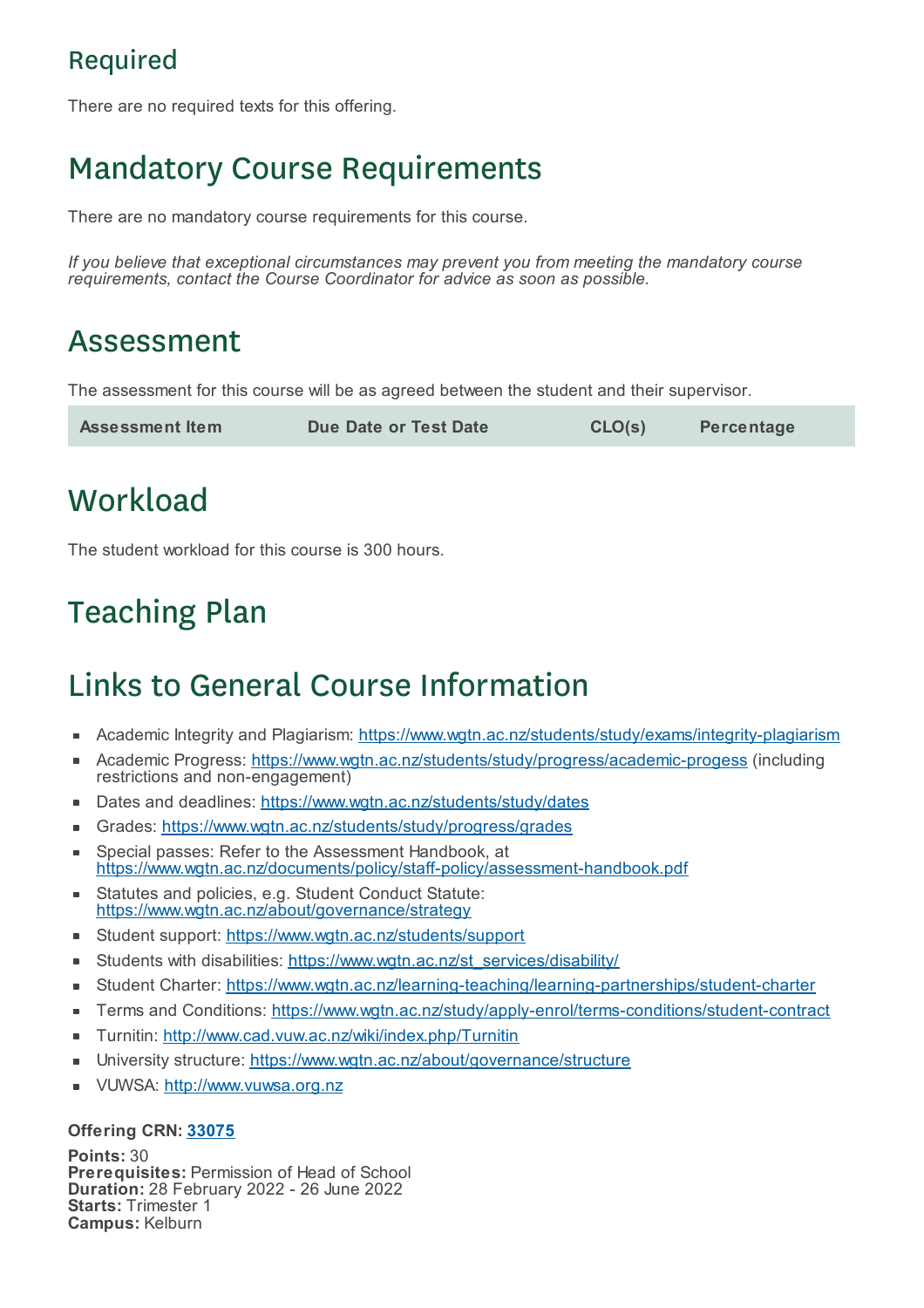## Required

There are no required texts for this offering.

# Mandatory Course Requirements

There are no mandatory course requirements for this course.

*If you believe that exceptional circumstances may prevent you from meeting the mandatory course requirements, contact the Course Coordinator for advice as soon as possible.*

# Assessment

The assessment for this course will be as agreed between the student and their supervisor.

| Assessment Item | Due Date or Test Date | CLO(s) | Percentage |
|---|---|---|---|

# Workload

The student workload for this course is 300 hours.

# Teaching Plan

# Links to General Course Information

- Academic Integrity and Plagiarism: https://www.wgtn.ac.nz/students/study/exams/integrity-plagiarism
- Academic Progress: https://www.wgtn.ac.nz/students/study/progress/academic-progess (including restrictions and non-engagement)
- Dates and deadlines: https://www.wgtn.ac.nz/students/study/dates
- Grades: https://www.wgtn.ac.nz/students/study/progress/grades
- Special passes: Refer to the Assessment Handbook, at https://www.wgtn.ac.nz/documents/policy/staff-policy/assessment-handbook.pdf
- Statutes and policies, e.g. Student Conduct Statute: https://www.wgtn.ac.nz/about/governance/strategy
- Student support: https://www.wgtn.ac.nz/students/support
- Students with disabilities: https://www.wgtn.ac.nz/st_services/disability/
- Student Charter: https://www.wgtn.ac.nz/learning-teaching/learning-partnerships/student-charter
- Terms and Conditions: https://www.wgtn.ac.nz/study/apply-enrol/terms-conditions/student-contract
- Turnitin: http://www.cad.vuw.ac.nz/wiki/index.php/Turnitin
- University structure: https://www.wgtn.ac.nz/about/governance/structure
- VUWSA: http://www.vuwsa.org.nz

**Offering CRN: 33075**

**Points:** 30
**Prerequisites:** Permission of Head of School
**Duration:** 28 February 2022 - 26 June 2022
**Starts:** Trimester 1
**Campus:** Kelburn